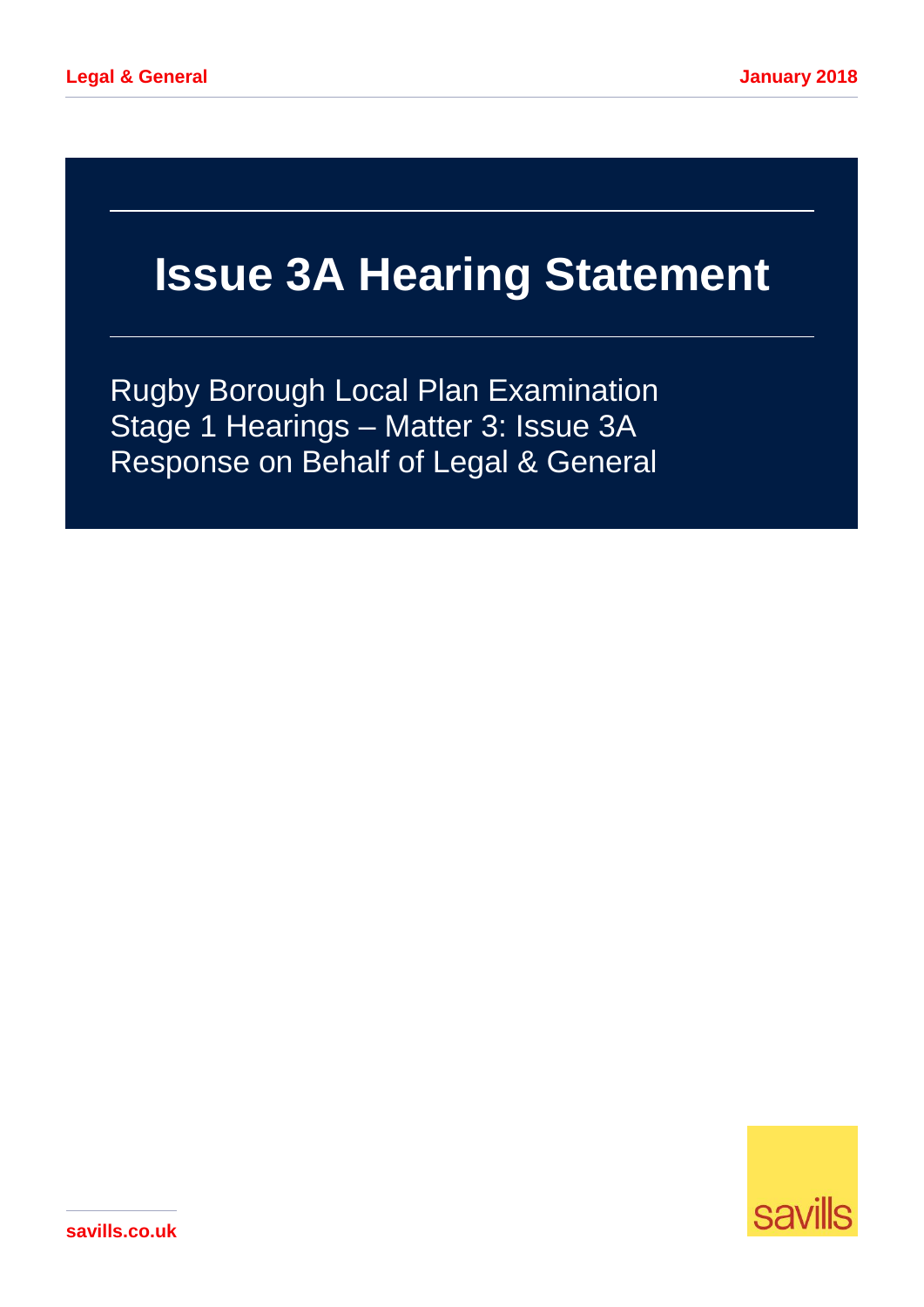# Issue 3A Hearing Statement

Rugby Borough Local Plan Examination
Stage 1 Hearings – Matter 3: Issue 3A
Response on Behalf of Legal & General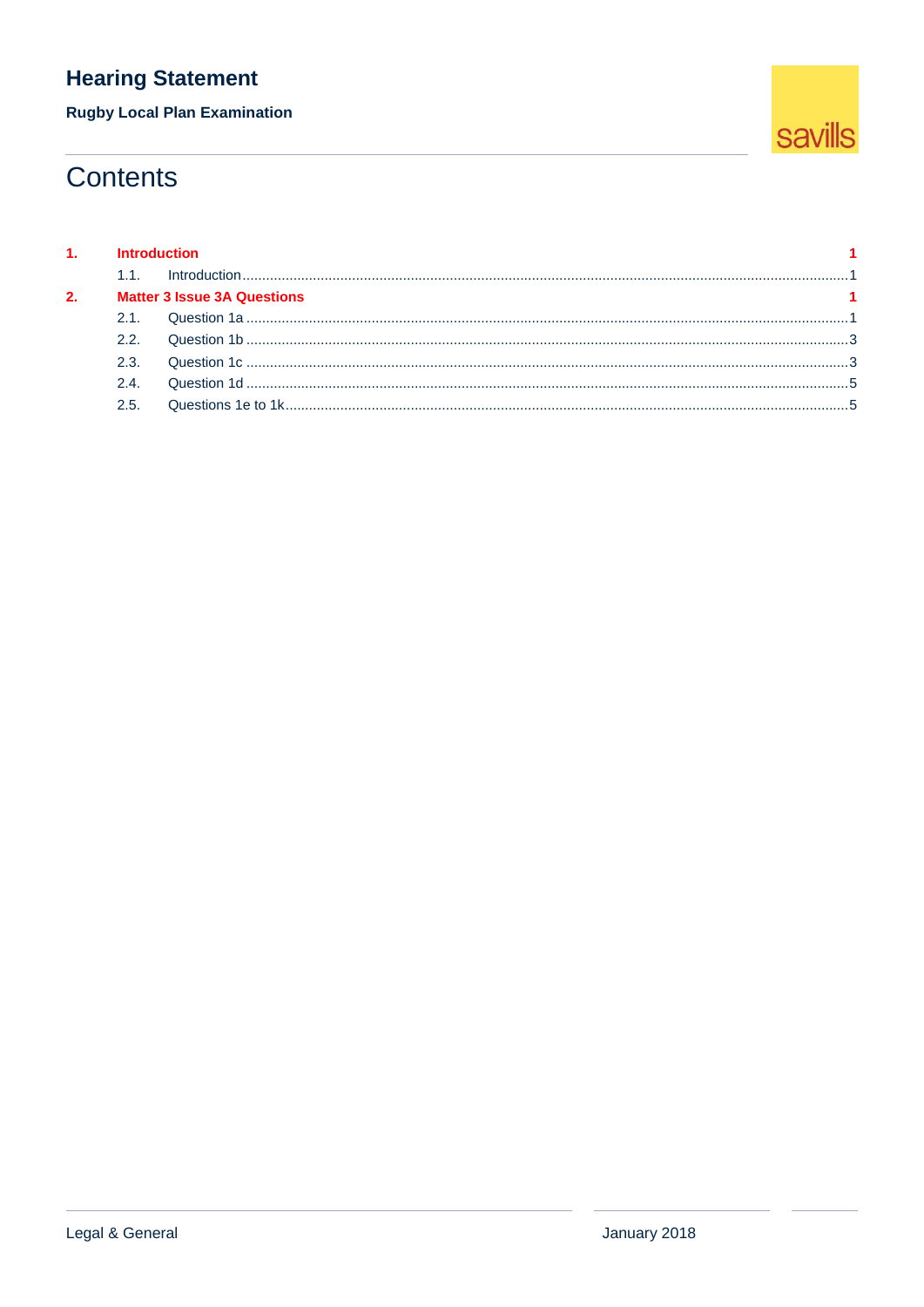# Contents

| | | |
|---|---|---|
| **1.** | **Introduction** | **1** |
| 1.1. | Introduction | 1 |
| **2.** | **Matter 3 Issue 3A Questions** | **1** |
| 2.1. | Question 1a | 1 |
| 2.2. | Question 1b | 3 |
| 2.3. | Question 1c | 3 |
| 2.4. | Question 1d | 5 |
| 2.5. | Questions 1e to 1k | 5 |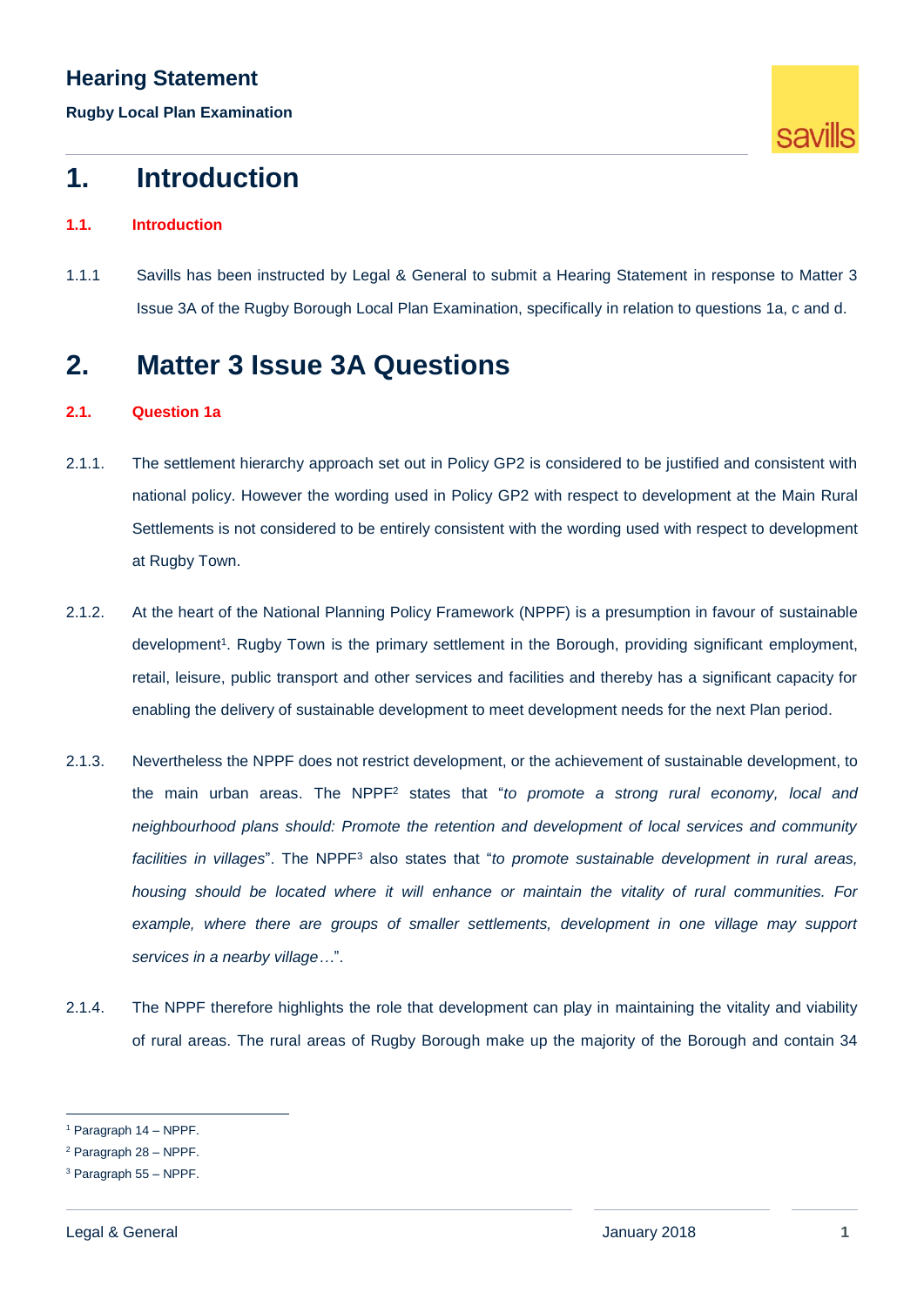# 1. Introduction

### 1.1. Introduction

1.1.1 Savills has been instructed by Legal & General to submit a Hearing Statement in response to Matter 3 Issue 3A of the Rugby Borough Local Plan Examination, specifically in relation to questions 1a, c and d.

# 2. Matter 3 Issue 3A Questions

### 2.1. Question 1a

2.1.1. The settlement hierarchy approach set out in Policy GP2 is considered to be justified and consistent with national policy. However the wording used in Policy GP2 with respect to development at the Main Rural Settlements is not considered to be entirely consistent with the wording used with respect to development at Rugby Town.

2.1.2. At the heart of the National Planning Policy Framework (NPPF) is a presumption in favour of sustainable development[1]. Rugby Town is the primary settlement in the Borough, providing significant employment, retail, leisure, public transport and other services and facilities and thereby has a significant capacity for enabling the delivery of sustainable development to meet development needs for the next Plan period.

2.1.3. Nevertheless the NPPF does not restrict development, or the achievement of sustainable development, to the main urban areas. The NPPF[2] states that "*to promote a strong rural economy, local and neighbourhood plans should: Promote the retention and development of local services and community facilities in villages*". The NPPF[3] also states that "*to promote sustainable development in rural areas, housing should be located where it will enhance or maintain the vitality of rural communities. For example, where there are groups of smaller settlements, development in one village may support services in a nearby village…*".

2.1.4. The NPPF therefore highlights the role that development can play in maintaining the vitality and viability of rural areas. The rural areas of Rugby Borough make up the majority of the Borough and contain 34

[1] Paragraph 14 – NPPF.

[2] Paragraph 28 – NPPF.

[3] Paragraph 55 – NPPF.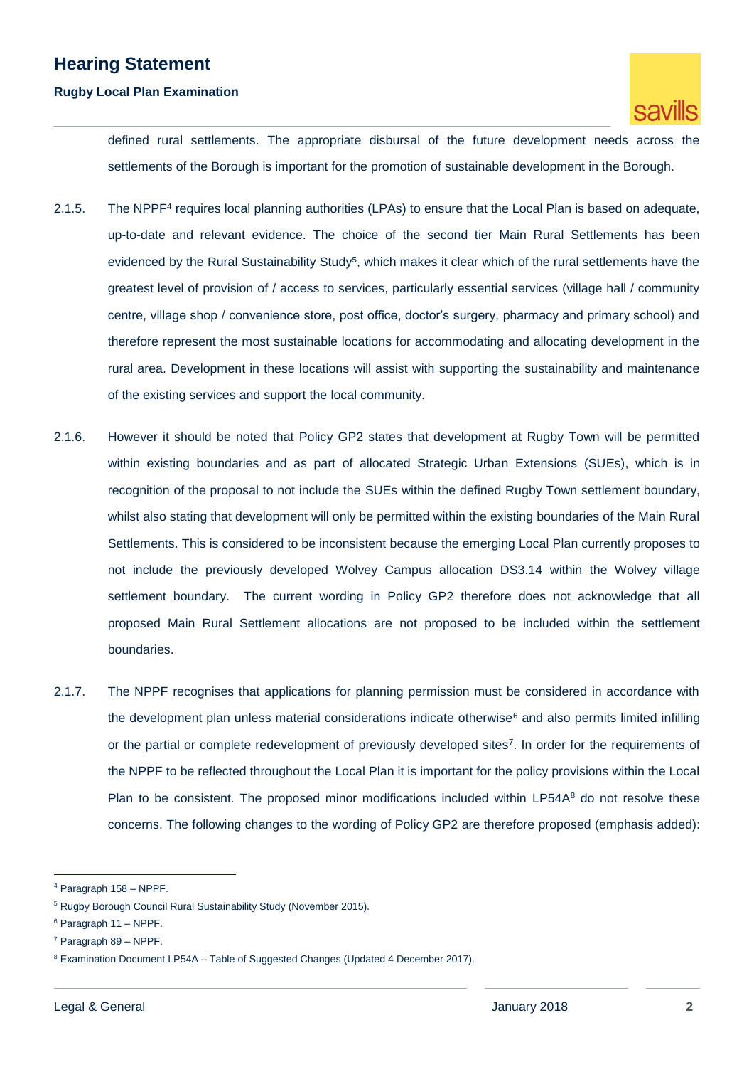defined rural settlements. The appropriate disbursal of the future development needs across the settlements of the Borough is important for the promotion of sustainable development in the Borough.

2.1.5. The NPPF[4] requires local planning authorities (LPAs) to ensure that the Local Plan is based on adequate, up-to-date and relevant evidence. The choice of the second tier Main Rural Settlements has been evidenced by the Rural Sustainability Study[5], which makes it clear which of the rural settlements have the greatest level of provision of / access to services, particularly essential services (village hall / community centre, village shop / convenience store, post office, doctor's surgery, pharmacy and primary school) and therefore represent the most sustainable locations for accommodating and allocating development in the rural area. Development in these locations will assist with supporting the sustainability and maintenance of the existing services and support the local community.

2.1.6. However it should be noted that Policy GP2 states that development at Rugby Town will be permitted within existing boundaries and as part of allocated Strategic Urban Extensions (SUEs), which is in recognition of the proposal to not include the SUEs within the defined Rugby Town settlement boundary, whilst also stating that development will only be permitted within the existing boundaries of the Main Rural Settlements. This is considered to be inconsistent because the emerging Local Plan currently proposes to not include the previously developed Wolvey Campus allocation DS3.14 within the Wolvey village settlement boundary. The current wording in Policy GP2 therefore does not acknowledge that all proposed Main Rural Settlement allocations are not proposed to be included within the settlement boundaries.

2.1.7. The NPPF recognises that applications for planning permission must be considered in accordance with the development plan unless material considerations indicate otherwise[6] and also permits limited infilling or the partial or complete redevelopment of previously developed sites[7]. In order for the requirements of the NPPF to be reflected throughout the Local Plan it is important for the policy provisions within the Local Plan to be consistent. The proposed minor modifications included within LP54A[8] do not resolve these concerns. The following changes to the wording of Policy GP2 are therefore proposed (emphasis added):

---

[4] Paragraph 158 – NPPF.

[5] Rugby Borough Council Rural Sustainability Study (November 2015).

[6] Paragraph 11 – NPPF.

[7] Paragraph 89 – NPPF.

[8] Examination Document LP54A – Table of Suggested Changes (Updated 4 December 2017).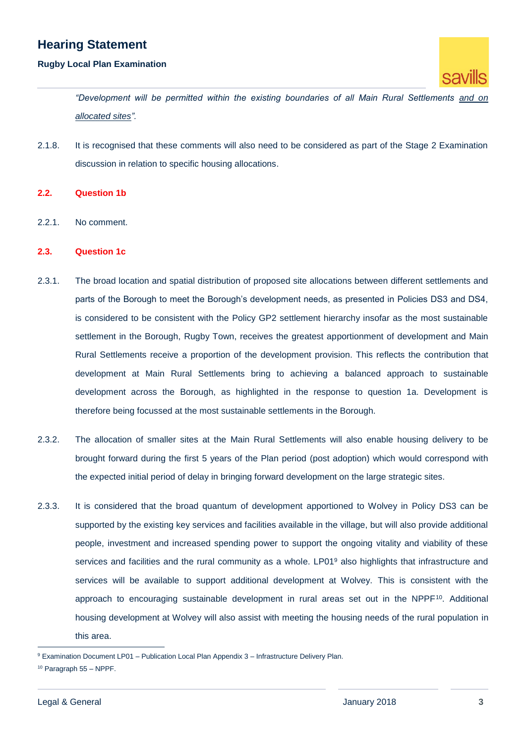*"Development will be permitted within the existing boundaries of all Main Rural Settlements and on allocated sites".*

2.1.8. It is recognised that these comments will also need to be considered as part of the Stage 2 Examination discussion in relation to specific housing allocations.

### 2.2. Question 1b

2.2.1. No comment.

### 2.3. Question 1c

2.3.1. The broad location and spatial distribution of proposed site allocations between different settlements and parts of the Borough to meet the Borough's development needs, as presented in Policies DS3 and DS4, is considered to be consistent with the Policy GP2 settlement hierarchy insofar as the most sustainable settlement in the Borough, Rugby Town, receives the greatest apportionment of development and Main Rural Settlements receive a proportion of the development provision. This reflects the contribution that development at Main Rural Settlements bring to achieving a balanced approach to sustainable development across the Borough, as highlighted in the response to question 1a. Development is therefore being focussed at the most sustainable settlements in the Borough.

2.3.2. The allocation of smaller sites at the Main Rural Settlements will also enable housing delivery to be brought forward during the first 5 years of the Plan period (post adoption) which would correspond with the expected initial period of delay in bringing forward development on the large strategic sites.

2.3.3. It is considered that the broad quantum of development apportioned to Wolvey in Policy DS3 can be supported by the existing key services and facilities available in the village, but will also provide additional people, investment and increased spending power to support the ongoing vitality and viability of these services and facilities and the rural community as a whole. LP01[9] also highlights that infrastructure and services will be available to support additional development at Wolvey. This is consistent with the approach to encouraging sustainable development in rural areas set out in the NPPF[10]. Additional housing development at Wolvey will also assist with meeting the housing needs of the rural population in this area.

[9] Examination Document LP01 – Publication Local Plan Appendix 3 – Infrastructure Delivery Plan.

[10] Paragraph 55 – NPPF.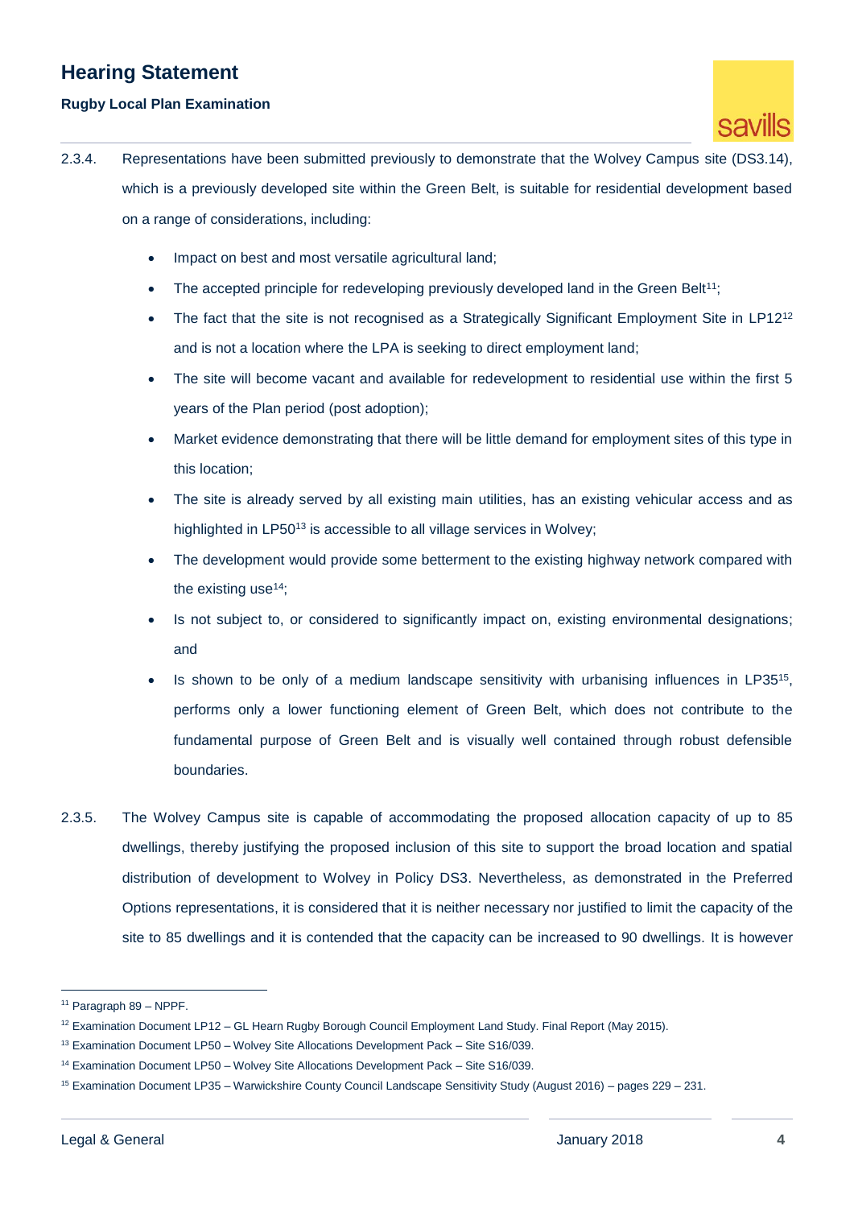2.3.4. Representations have been submitted previously to demonstrate that the Wolvey Campus site (DS3.14), which is a previously developed site within the Green Belt, is suitable for residential development based on a range of considerations, including:

- Impact on best and most versatile agricultural land;
- The accepted principle for redeveloping previously developed land in the Green Belt[11];
- The fact that the site is not recognised as a Strategically Significant Employment Site in LP12[12] and is not a location where the LPA is seeking to direct employment land;
- The site will become vacant and available for redevelopment to residential use within the first 5 years of the Plan period (post adoption);
- Market evidence demonstrating that there will be little demand for employment sites of this type in this location;
- The site is already served by all existing main utilities, has an existing vehicular access and as highlighted in LP50[13] is accessible to all village services in Wolvey;
- The development would provide some betterment to the existing highway network compared with the existing use[14];
- Is not subject to, or considered to significantly impact on, existing environmental designations; and
- Is shown to be only of a medium landscape sensitivity with urbanising influences in LP35[15], performs only a lower functioning element of Green Belt, which does not contribute to the fundamental purpose of Green Belt and is visually well contained through robust defensible boundaries.

2.3.5. The Wolvey Campus site is capable of accommodating the proposed allocation capacity of up to 85 dwellings, thereby justifying the proposed inclusion of this site to support the broad location and spatial distribution of development to Wolvey in Policy DS3. Nevertheless, as demonstrated in the Preferred Options representations, it is considered that it is neither necessary nor justified to limit the capacity of the site to 85 dwellings and it is contended that the capacity can be increased to 90 dwellings. It is however

---

[11] Paragraph 89 – NPPF.

[12] Examination Document LP12 – GL Hearn Rugby Borough Council Employment Land Study. Final Report (May 2015).

[13] Examination Document LP50 – Wolvey Site Allocations Development Pack – Site S16/039.

[14] Examination Document LP50 – Wolvey Site Allocations Development Pack – Site S16/039.

[15] Examination Document LP35 – Warwickshire County Council Landscape Sensitivity Study (August 2016) – pages 229 – 231.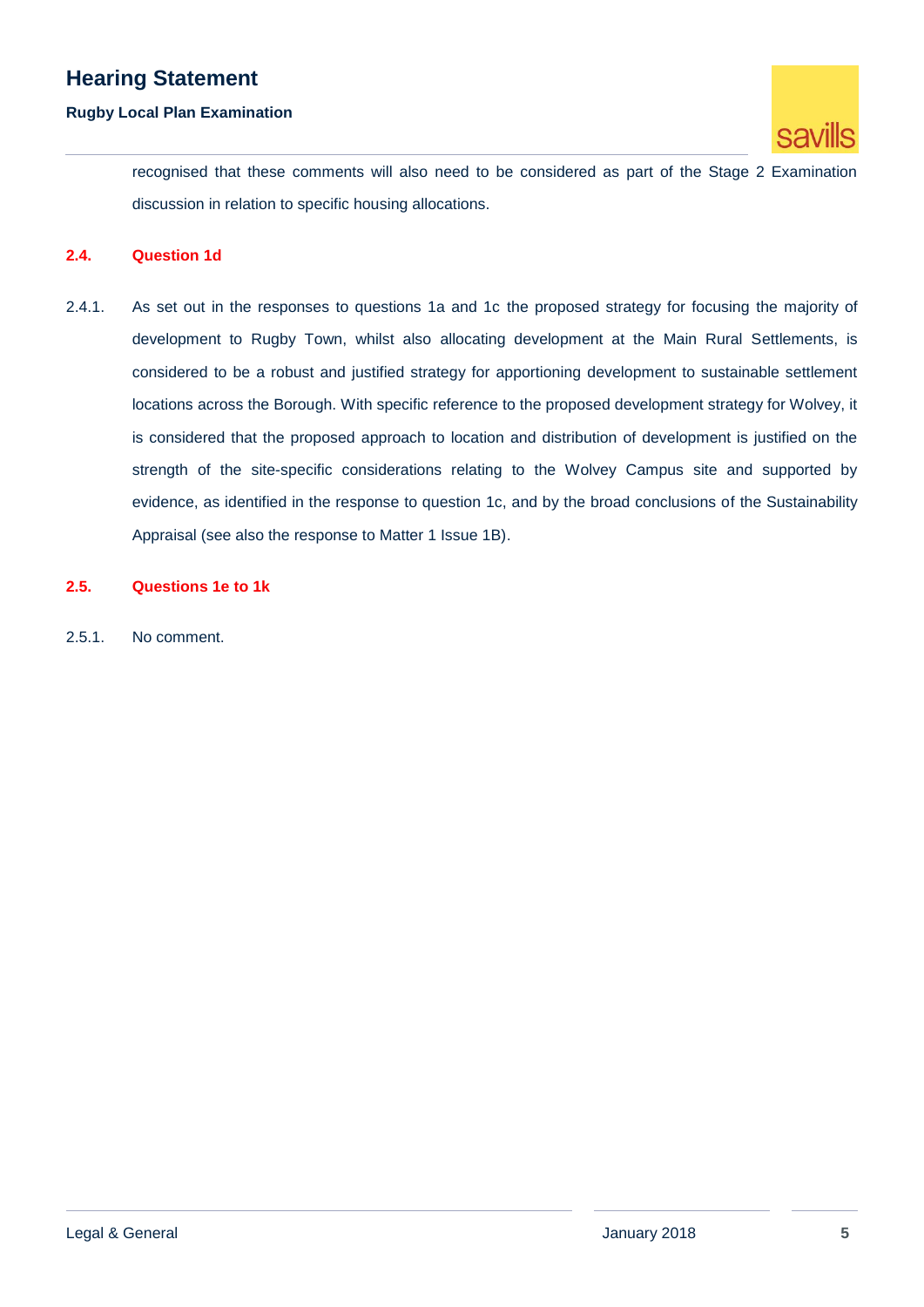recognised that these comments will also need to be considered as part of the Stage 2 Examination discussion in relation to specific housing allocations.

### 2.4. Question 1d

2.4.1. As set out in the responses to questions 1a and 1c the proposed strategy for focusing the majority of development to Rugby Town, whilst also allocating development at the Main Rural Settlements, is considered to be a robust and justified strategy for apportioning development to sustainable settlement locations across the Borough. With specific reference to the proposed development strategy for Wolvey, it is considered that the proposed approach to location and distribution of development is justified on the strength of the site-specific considerations relating to the Wolvey Campus site and supported by evidence, as identified in the response to question 1c, and by the broad conclusions of the Sustainability Appraisal (see also the response to Matter 1 Issue 1B).

### 2.5. Questions 1e to 1k

2.5.1. No comment.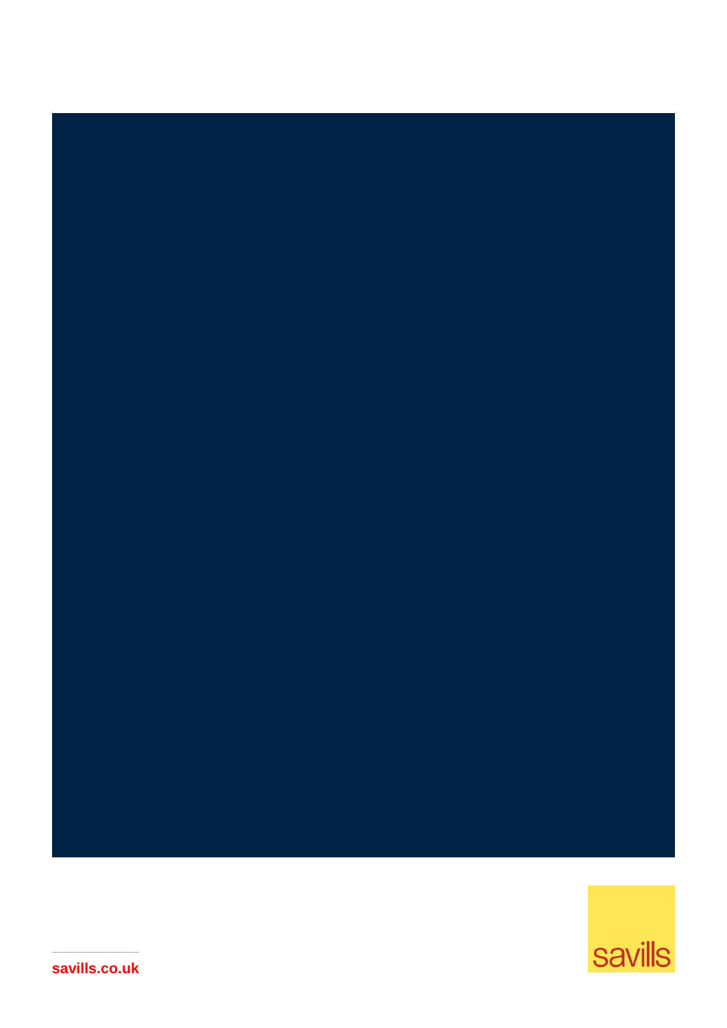savills.co.uk

savills